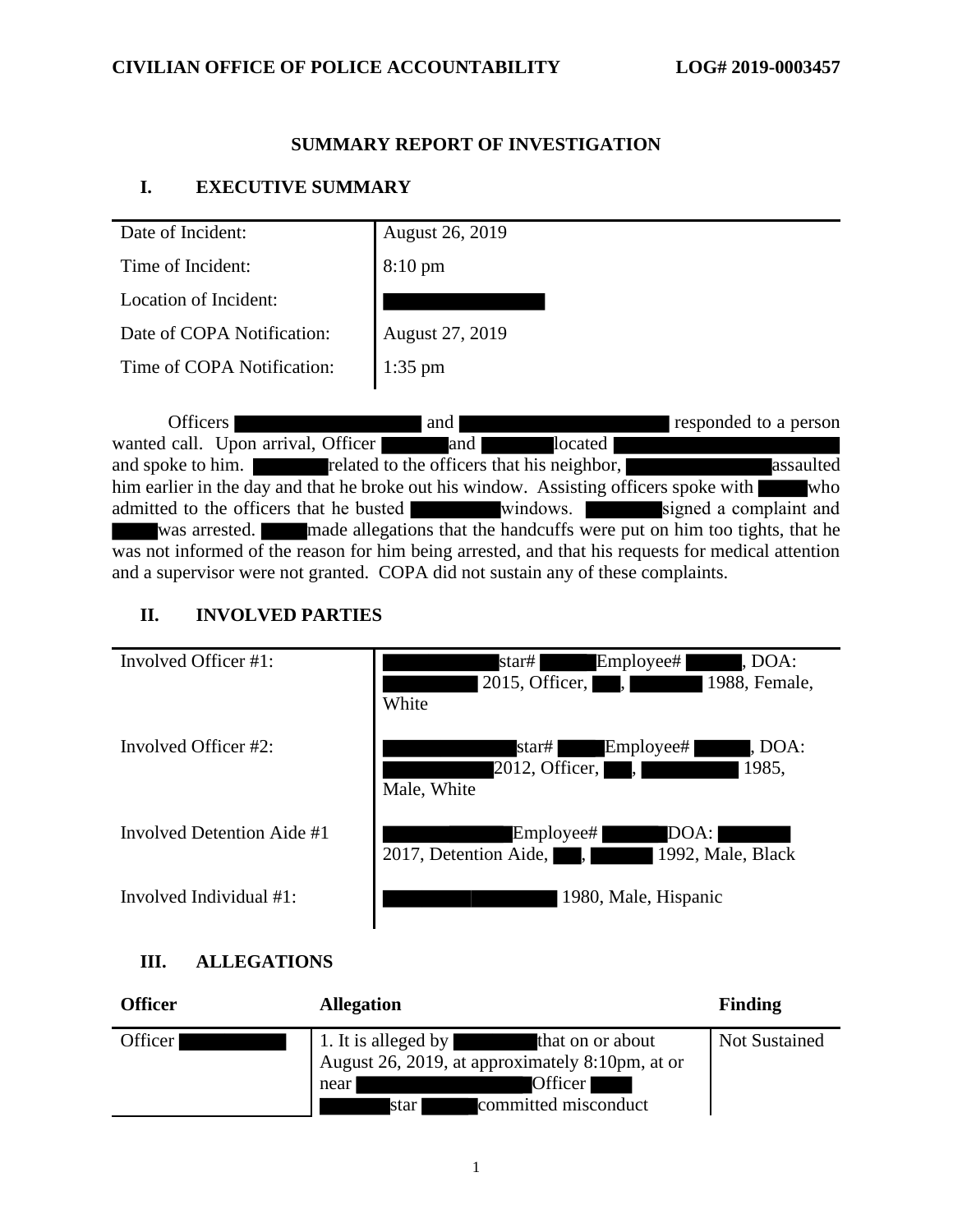**CIVILIAN OFFICE OF POLICE ACCOUNTABILITY** **LOG# 2019-0003457**

# SUMMARY REPORT OF INVESTIGATION

## I. EXECUTIVE SUMMARY

| | |
|---|---|
| Date of Incident: | August 26, 2019 |
| Time of Incident: | 8:10 pm |
| Location of Incident: | ████████ |
| Date of COPA Notification: | August 27, 2019 |
| Time of COPA Notification: | 1:35 pm |

Officers ████████ and ████████ responded to a person wanted call. Upon arrival, Officer ████ and ████ located ████████ and spoke to him. ████ related to the officers that his neighbor, ████████ assaulted him earlier in the day and that he broke out his window. Assisting officers spoke with ████ who admitted to the officers that he busted ████ windows. ████ signed a complaint and ████ was arrested. ████ made allegations that the handcuffs were put on him too tights, that he was not informed of the reason for him being arrested, and that his requests for medical attention and a supervisor were not granted. COPA did not sustain any of these complaints.

## II. INVOLVED PARTIES

| | |
|---|---|
| Involved Officer #1: | ████ star# ████ Employee# ████, DOA: ████ 2015, Officer, ███, ████ 1988, Female, White |
| Involved Officer #2: | ████ star# ████ Employee# ████, DOA: ████ 2012, Officer, ███, ████ 1985, Male, White |
| Involved Detention Aide #1 | ████ Employee# ████ DOA: ████ 2017, Detention Aide, ███, ████ 1992, Male, Black |
| Involved Individual #1: | ████████ 1980, Male, Hispanic |

## III. ALLEGATIONS

| Officer | Allegation | Finding |
|---|---|---|
| Officer ████ | 1. It is alleged by ████ that on or about August 26, 2019, at approximately 8:10pm, at or near ████ Officer ████ ████ star ████ committed misconduct | Not Sustained |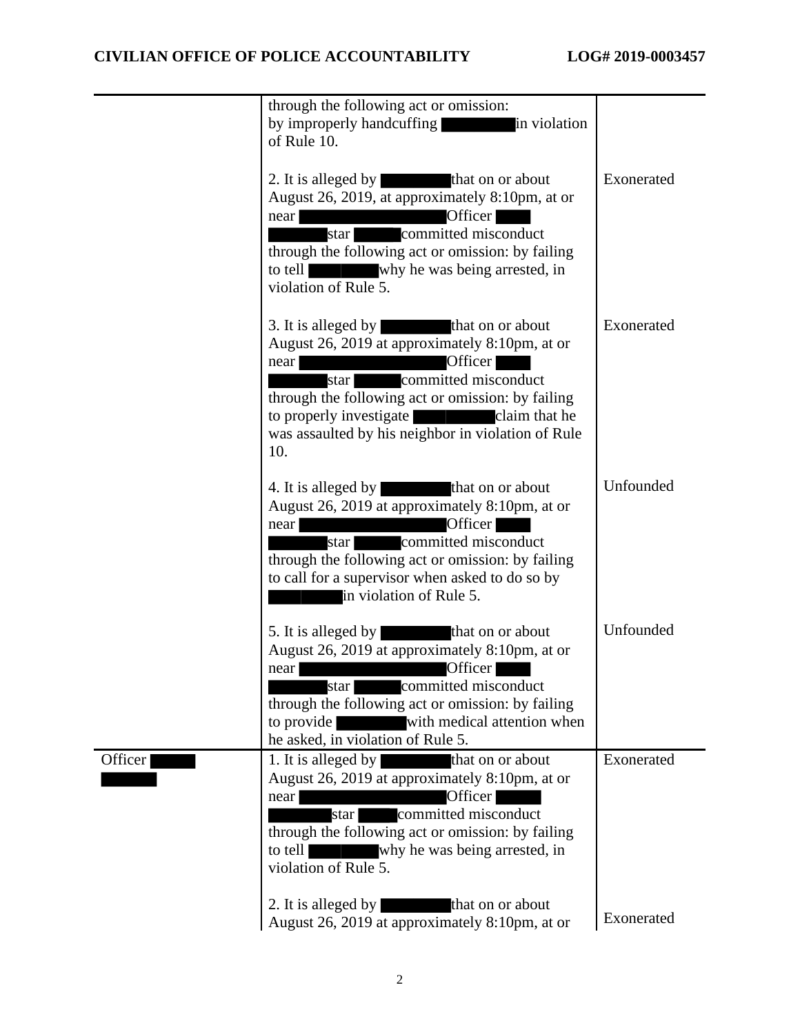| | | |
|---|---|---|
| | through the following act or omission: by improperly handcuffing ████ in violation of Rule 10. | |
| | 2. It is alleged by ████ that on or about August 26, 2019, at approximately 8:10pm, at or near ████ Officer ████ ████ star ████ committed misconduct through the following act or omission: by failing to tell ████ why he was being arrested, in violation of Rule 5. | Exonerated |
| | 3. It is alleged by ████ that on or about August 26, 2019 at approximately 8:10pm, at or near ████ Officer ████ ████ star ████ committed misconduct through the following act or omission: by failing to properly investigate ████ claim that he was assaulted by his neighbor in violation of Rule 10. | Exonerated |
| | 4. It is alleged by ████ that on or about August 26, 2019 at approximately 8:10pm, at or near ████ Officer ████ ████ star ████ committed misconduct through the following act or omission: by failing to call for a supervisor when asked to do so by ████ in violation of Rule 5. | Unfounded |
| | 5. It is alleged by ████ that on or about August 26, 2019 at approximately 8:10pm, at or near ████ Officer ████ ████ star ████ committed misconduct through the following act or omission: by failing to provide ████ with medical attention when he asked, in violation of Rule 5. | Unfounded |
| Officer ████ ████ | 1. It is alleged by ████ that on or about August 26, 2019 at approximately 8:10pm, at or near ████ Officer ████ ████ star ████ committed misconduct through the following act or omission: by failing to tell ████ why he was being arrested, in violation of Rule 5. | Exonerated |
| | 2. It is alleged by ████ that on or about August 26, 2019 at approximately 8:10pm, at or | Exonerated |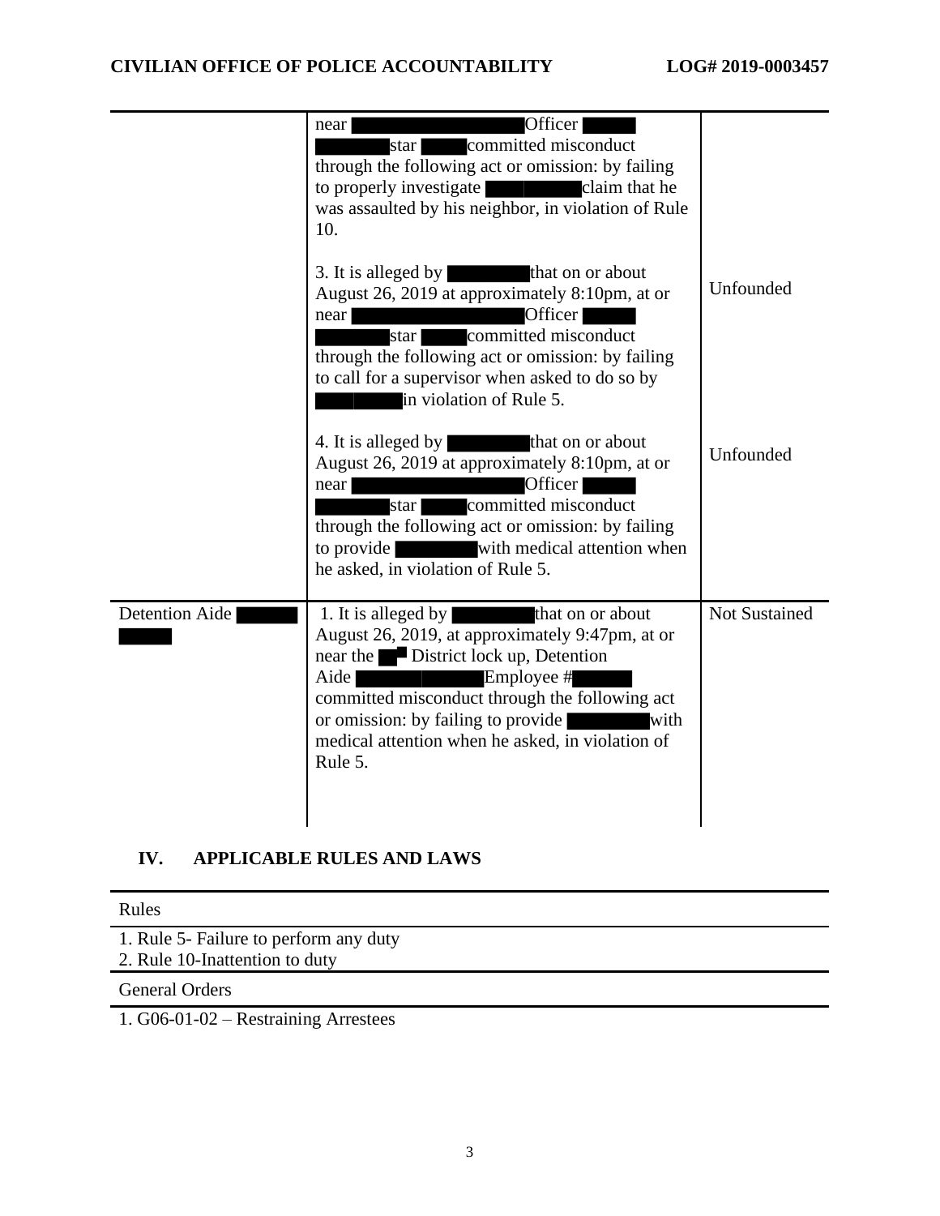| | near ████ Officer ████ star ████ committed misconduct through the following act or omission: by failing to properly investigate ████ claim that he was assaulted by his neighbor, in violation of Rule 10. | |
|---|---|---|
| | 3. It is alleged by ████ that on or about August 26, 2019 at approximately 8:10pm, at or near ████ Officer ████ star ████ committed misconduct through the following act or omission: by failing to call for a supervisor when asked to do so by ████ in violation of Rule 5. | Unfounded |
| | 4. It is alleged by ████ that on or about August 26, 2019 at approximately 8:10pm, at or near ████ Officer ████ star ████ committed misconduct through the following act or omission: by failing to provide ████ with medical attention when he asked, in violation of Rule 5. | Unfounded |
| Detention Aide ████ | 1. It is alleged by ████ that on or about August 26, 2019, at approximately 9:47pm, at or near the ██ District lock up, Detention Aide ████ Employee # ████ committed misconduct through the following act or omission: by failing to provide ████ with medical attention when he asked, in violation of Rule 5. | Not Sustained |

## IV. APPLICABLE RULES AND LAWS

| Rules |
|---|
| 1. Rule 5- Failure to perform any duty<br>2. Rule 10-Inattention to duty |
| **General Orders** |
| 1. G06-01-02 – Restraining Arrestees |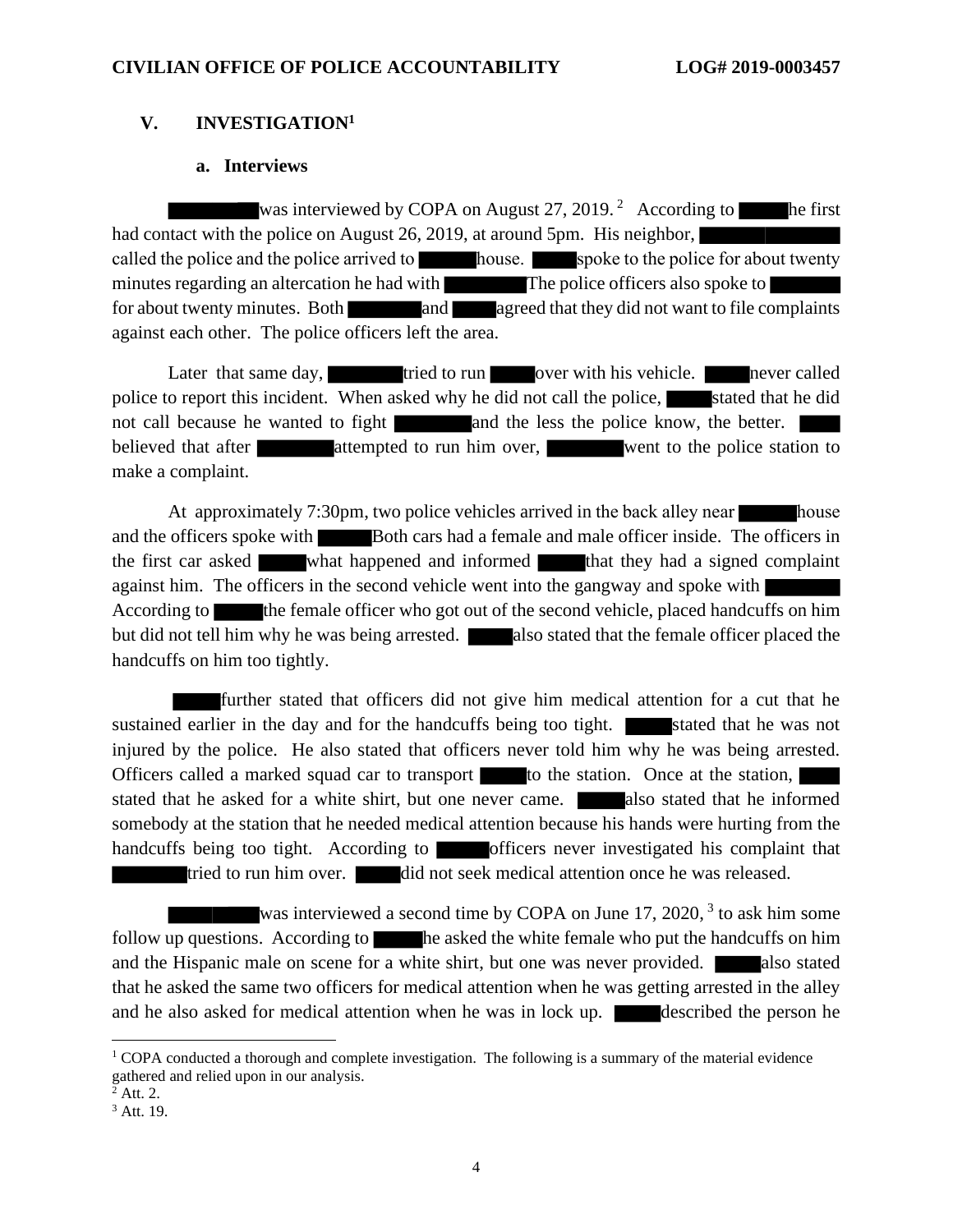## V. INVESTIGATION[1]

### a. Interviews

████████ was interviewed by COPA on August 27, 2019.[2] According to █████ he first had contact with the police on August 26, 2019, at around 5pm. His neighbor, ██████████ called the police and the police arrived to █████ house. █████ spoke to the police for about twenty minutes regarding an altercation he had with ████████ The police officers also spoke to ████████ for about twenty minutes. Both ████████ and █████ agreed that they did not want to file complaints against each other. The police officers left the area.

Later that same day, ████████ tried to run █████ over with his vehicle. █████ never called police to report this incident. When asked why he did not call the police, █████ stated that he did not call because he wanted to fight ████████ and the less the police know, the better. █████ believed that after ████████ attempted to run him over, ████████ went to the police station to make a complaint.

At approximately 7:30pm, two police vehicles arrived in the back alley near █████ house and the officers spoke with █████ Both cars had a female and male officer inside. The officers in the first car asked █████ what happened and informed █████ that they had a signed complaint against him. The officers in the second vehicle went into the gangway and spoke with ████████ According to █████ the female officer who got out of the second vehicle, placed handcuffs on him but did not tell him why he was being arrested. █████ also stated that the female officer placed the handcuffs on him too tightly.

█████ further stated that officers did not give him medical attention for a cut that he sustained earlier in the day and for the handcuffs being too tight. █████ stated that he was not injured by the police. He also stated that officers never told him why he was being arrested. Officers called a marked squad car to transport █████ to the station. Once at the station, █████ stated that he asked for a white shirt, but one never came. █████ also stated that he informed somebody at the station that he needed medical attention because his hands were hurting from the handcuffs being too tight. According to █████ officers never investigated his complaint that ████████ tried to run him over. █████ did not seek medical attention once he was released.

████████ was interviewed a second time by COPA on June 17, 2020,[3] to ask him some follow up questions. According to █████ he asked the white female who put the handcuffs on him and the Hispanic male on scene for a white shirt, but one was never provided. █████ also stated that he asked the same two officers for medical attention when he was getting arrested in the alley and he also asked for medical attention when he was in lock up. █████ described the person he

---

[1] COPA conducted a thorough and complete investigation. The following is a summary of the material evidence gathered and relied upon in our analysis.

[2] Att. 2.

[3] Att. 19.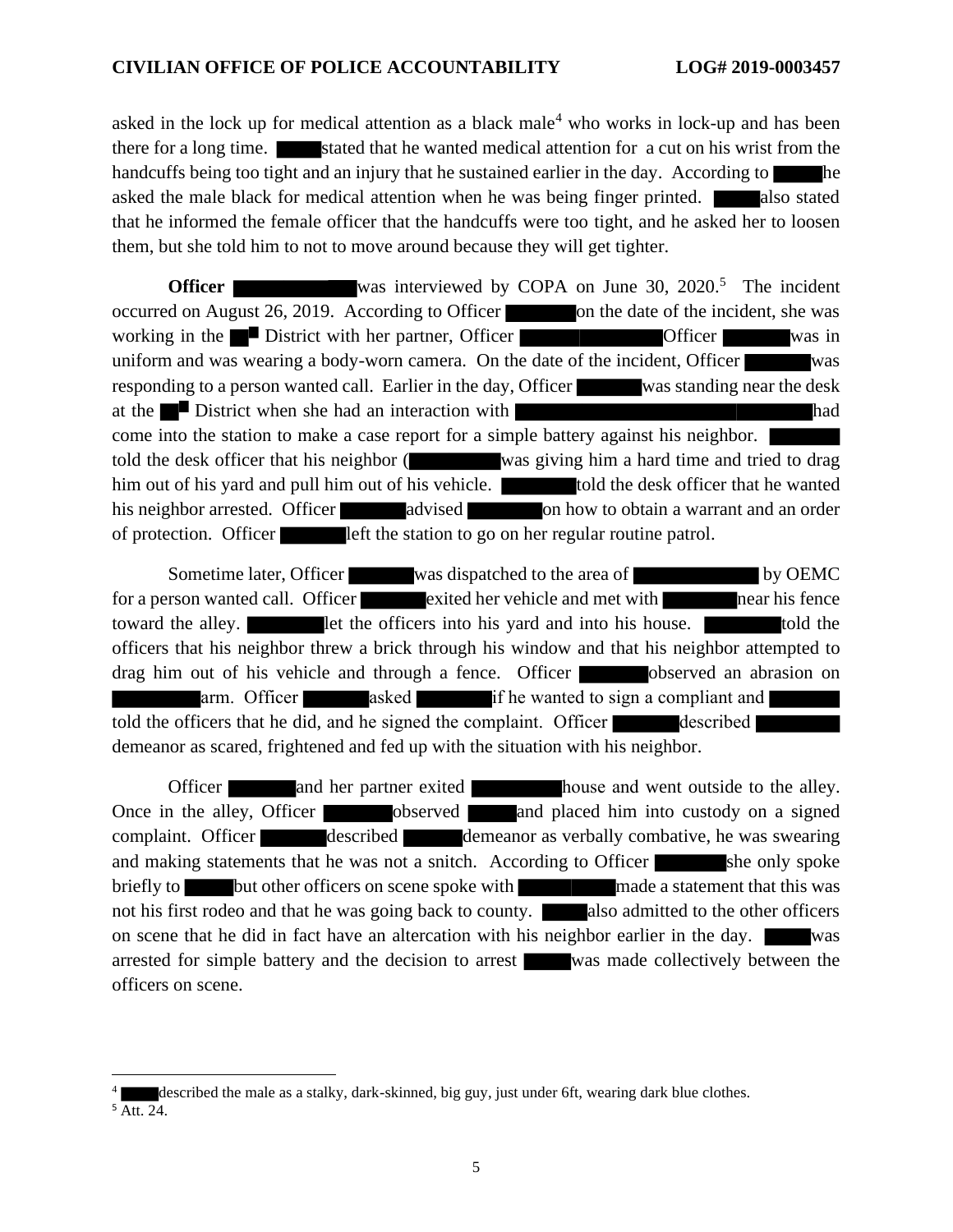asked in the lock up for medical attention as a black male[4] who works in lock-up and has been there for a long time. ██ stated that he wanted medical attention for a cut on his wrist from the handcuffs being too tight and an injury that he sustained earlier in the day. According to ██ he asked the male black for medical attention when he was being finger printed. ██ also stated that he informed the female officer that the handcuffs were too tight, and he asked her to loosen them, but she told him to not to move around because they will get tighter.

**Officer** ██ was interviewed by COPA on June 30, 2020.[5] The incident occurred on August 26, 2019. According to Officer ██ on the date of the incident, she was working in the ██ District with her partner, Officer ██ Officer ██ was in uniform and was wearing a body-worn camera. On the date of the incident, Officer ██ was responding to a person wanted call. Earlier in the day, Officer ██ was standing near the desk at the ██ District when she had an interaction with ██ had come into the station to make a case report for a simple battery against his neighbor. ██ told the desk officer that his neighbor (██ was giving him a hard time and tried to drag him out of his yard and pull him out of his vehicle. ██ told the desk officer that he wanted his neighbor arrested. Officer ██ advised ██ on how to obtain a warrant and an order of protection. Officer ██ left the station to go on her regular routine patrol.

Sometime later, Officer ██ was dispatched to the area of ██ by OEMC for a person wanted call. Officer ██ exited her vehicle and met with ██ near his fence toward the alley. ██ let the officers into his yard and into his house. ██ told the officers that his neighbor threw a brick through his window and that his neighbor attempted to drag him out of his vehicle and through a fence. Officer ██ observed an abrasion on ██ arm. Officer ██ asked ██ if he wanted to sign a compliant and ██ told the officers that he did, and he signed the complaint. Officer ██ described ██ demeanor as scared, frightened and fed up with the situation with his neighbor.

Officer ██ and her partner exited ██ house and went outside to the alley. Once in the alley, Officer ██ observed ██ and placed him into custody on a signed complaint. Officer ██ described ██ demeanor as verbally combative, he was swearing and making statements that he was not a snitch. According to Officer ██ she only spoke briefly to ██ but other officers on scene spoke with ██ made a statement that this was not his first rodeo and that he was going back to county. ██ also admitted to the other officers on scene that he did in fact have an altercation with his neighbor earlier in the day. ██ was arrested for simple battery and the decision to arrest ██ was made collectively between the officers on scene.

---

[4] ██ described the male as a stalky, dark-skinned, big guy, just under 6ft, wearing dark blue clothes.

[5] Att. 24.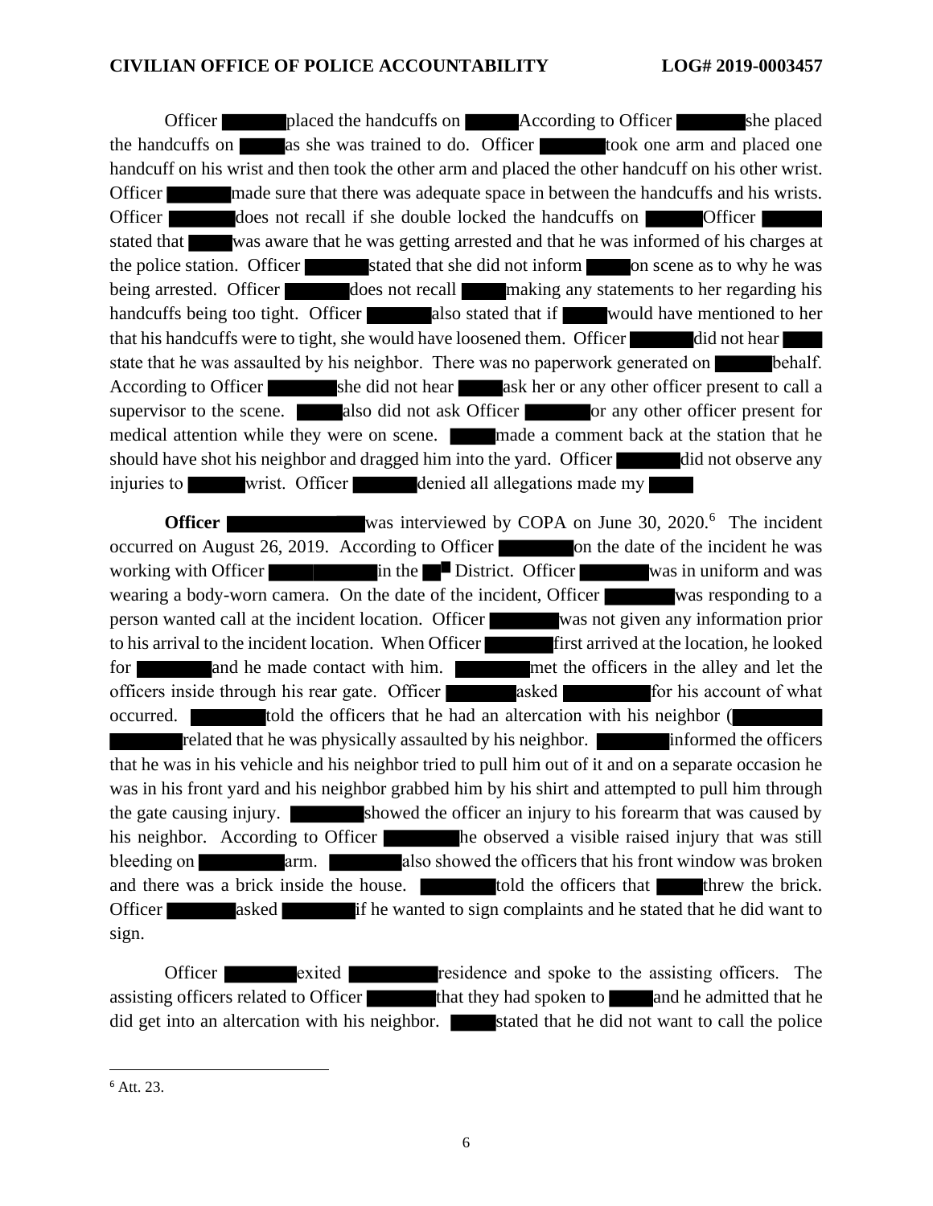Officer placed the handcuffs on According to Officer she placed the handcuffs on as she was trained to do. Officer took one arm and placed one handcuff on his wrist and then took the other arm and placed the other handcuff on his other wrist. Officer made sure that there was adequate space in between the handcuffs and his wrists. Officer does not recall if she double locked the handcuffs on Officer stated that was aware that he was getting arrested and that he was informed of his charges at the police station. Officer stated that she did not inform on scene as to why he was being arrested. Officer does not recall making any statements to her regarding his handcuffs being too tight. Officer also stated that if would have mentioned to her that his handcuffs were to tight, she would have loosened them. Officer did not hear state that he was assaulted by his neighbor. There was no paperwork generated on behalf. According to Officer she did not hear ask her or any other officer present to call a supervisor to the scene. also did not ask Officer or any other officer present for medical attention while they were on scene. made a comment back at the station that he should have shot his neighbor and dragged him into the yard. Officer did not observe any injuries to wrist. Officer denied all allegations made my

**Officer** was interviewed by COPA on June 30, 2020.[6] The incident occurred on August 26, 2019. According to Officer on the date of the incident he was working with Officer in the District. Officer was in uniform and was wearing a body-worn camera. On the date of the incident, Officer was responding to a person wanted call at the incident location. Officer was not given any information prior to his arrival to the incident location. When Officer first arrived at the location, he looked for and he made contact with him. met the officers in the alley and let the officers inside through his rear gate. Officer asked for his account of what occurred. told the officers that he had an altercation with his neighbor ( related that he was physically assaulted by his neighbor. informed the officers that he was in his vehicle and his neighbor tried to pull him out of it and on a separate occasion he was in his front yard and his neighbor grabbed him by his shirt and attempted to pull him through the gate causing injury. showed the officer an injury to his forearm that was caused by his neighbor. According to Officer he observed a visible raised injury that was still bleeding on arm. also showed the officers that his front window was broken and there was a brick inside the house. told the officers that threw the brick. Officer asked if he wanted to sign complaints and he stated that he did want to sign.

Officer exited residence and spoke to the assisting officers. The assisting officers related to Officer that they had spoken to and he admitted that he did get into an altercation with his neighbor. stated that he did not want to call the police

[6] Att. 23.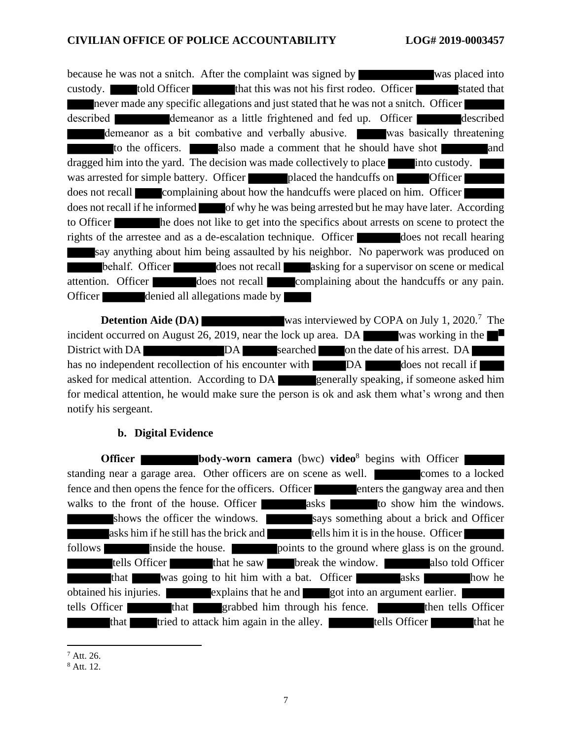because he was not a snitch. After the complaint was signed by [REDACTED] was placed into custody. [REDACTED] told Officer [REDACTED] that this was not his first rodeo. Officer [REDACTED] stated that [REDACTED] never made any specific allegations and just stated that he was not a snitch. Officer [REDACTED] described [REDACTED] demeanor as a little frightened and fed up. Officer [REDACTED] described [REDACTED] demeanor as a bit combative and verbally abusive. [REDACTED] was basically threatening [REDACTED] to the officers. [REDACTED] also made a comment that he should have shot [REDACTED] and dragged him into the yard. The decision was made collectively to place [REDACTED] into custody. [REDACTED] was arrested for simple battery. Officer [REDACTED] placed the handcuffs on [REDACTED] Officer [REDACTED] does not recall [REDACTED] complaining about how the handcuffs were placed on him. Officer [REDACTED] does not recall if he informed [REDACTED] of why he was being arrested but he may have later. According to Officer [REDACTED] he does not like to get into the specifics about arrests on scene to protect the rights of the arrestee and as a de-escalation technique. Officer [REDACTED] does not recall hearing [REDACTED] say anything about him being assaulted by his neighbor. No paperwork was produced on [REDACTED] behalf. Officer [REDACTED] does not recall [REDACTED] asking for a supervisor on scene or medical attention. Officer [REDACTED] does not recall [REDACTED] complaining about the handcuffs or any pain. Officer [REDACTED] denied all allegations made by [REDACTED]

**Detention Aide (DA)** [REDACTED] was interviewed by COPA on July 1, 2020.[7] The incident occurred on August 26, 2019, near the lock up area. DA [REDACTED] was working in the [REDACTED] District with DA [REDACTED] DA [REDACTED] searched [REDACTED] on the date of his arrest. DA [REDACTED] has no independent recollection of his encounter with [REDACTED] DA [REDACTED] does not recall if [REDACTED] asked for medical attention. According to DA [REDACTED] generally speaking, if someone asked him for medical attention, he would make sure the person is ok and ask them what's wrong and then notify his sergeant.

### b. Digital Evidence

**Officer** [REDACTED] **body-worn camera** (bwc) **video**[8] begins with Officer [REDACTED] standing near a garage area. Other officers are on scene as well. [REDACTED] comes to a locked fence and then opens the fence for the officers. Officer [REDACTED] enters the gangway area and then walks to the front of the house. Officer [REDACTED] asks [REDACTED] to show him the windows. [REDACTED] shows the officer the windows. [REDACTED] says something about a brick and Officer [REDACTED] asks him if he still has the brick and [REDACTED] tells him it is in the house. Officer [REDACTED] follows [REDACTED] inside the house. [REDACTED] points to the ground where glass is on the ground. [REDACTED] tells Officer [REDACTED] that he saw [REDACTED] break the window. [REDACTED] also told Officer [REDACTED] that [REDACTED] was going to hit him with a bat. Officer [REDACTED] asks [REDACTED] how he obtained his injuries. [REDACTED] explains that he and [REDACTED] got into an argument earlier. [REDACTED] tells Officer [REDACTED] that [REDACTED] grabbed him through his fence. [REDACTED] then tells Officer [REDACTED] that [REDACTED] tried to attack him again in the alley. [REDACTED] tells Officer [REDACTED] that he

---

[7] Att. 26.

[8] Att. 12.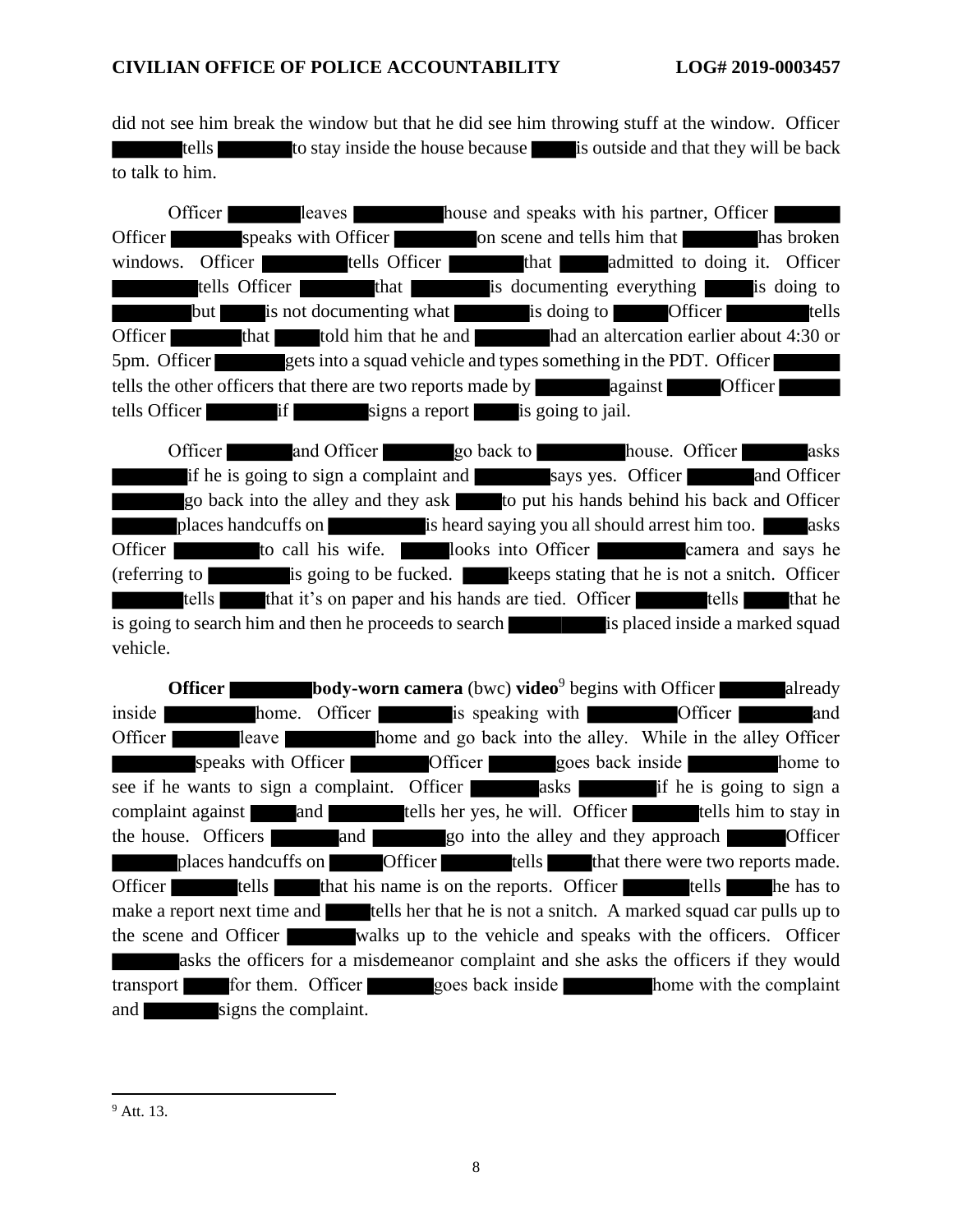did not see him break the window but that he did see him throwing stuff at the window. Officer ███ tells ███ to stay inside the house because ███ is outside and that they will be back to talk to him.

Officer ███ leaves ███ house and speaks with his partner, Officer ███ Officer ███ speaks with Officer ███ on scene and tells him that ███ has broken windows. Officer ███ tells Officer ███ that ███ admitted to doing it. Officer ███ tells Officer ███ that ███ is documenting everything ███ is doing to ███ but ███ is not documenting what ███ is doing to ███ Officer ███ tells Officer ███ that ███ told him that he and ███ had an altercation earlier about 4:30 or 5pm. Officer ███ gets into a squad vehicle and types something in the PDT. Officer ███ tells the other officers that there are two reports made by ███ against ███ Officer ███ tells Officer ███ if ███ signs a report ███ is going to jail.

Officer ███ and Officer ███ go back to ███ house. Officer ███ asks ███ if he is going to sign a complaint and ███ says yes. Officer ███ and Officer ███ go back into the alley and they ask ███ to put his hands behind his back and Officer ███ places handcuffs on ███ is heard saying you all should arrest him too. ███ asks Officer ███ to call his wife. ███ looks into Officer ███ camera and says he (referring to ███ is going to be fucked. ███ keeps stating that he is not a snitch. Officer ███ tells ███ that it's on paper and his hands are tied. Officer ███ tells ███ that he is going to search him and then he proceeds to search ███ is placed inside a marked squad vehicle.

**Officer ███ body-worn camera** (bwc) **video**[9] begins with Officer ███ already inside ███ home. Officer ███ is speaking with ███ Officer ███ and Officer ███ leave ███ home and go back into the alley. While in the alley Officer ███ speaks with Officer ███ Officer ███ goes back inside ███ home to see if he wants to sign a complaint. Officer ███ asks ███ if he is going to sign a complaint against ███ and ███ tells her yes, he will. Officer ███ tells him to stay in the house. Officers ███ and ███ go into the alley and they approach ███ Officer ███ places handcuffs on ███ Officer ███ tells ███ that there were two reports made. Officer ███ tells ███ that his name is on the reports. Officer ███ tells ███ he has to make a report next time and ███ tells her that he is not a snitch. A marked squad car pulls up to the scene and Officer ███ walks up to the vehicle and speaks with the officers. Officer ███ asks the officers for a misdemeanor complaint and she asks the officers if they would transport ███ for them. Officer ███ goes back inside ███ home with the complaint and ███ signs the complaint.

---

[9] Att. 13.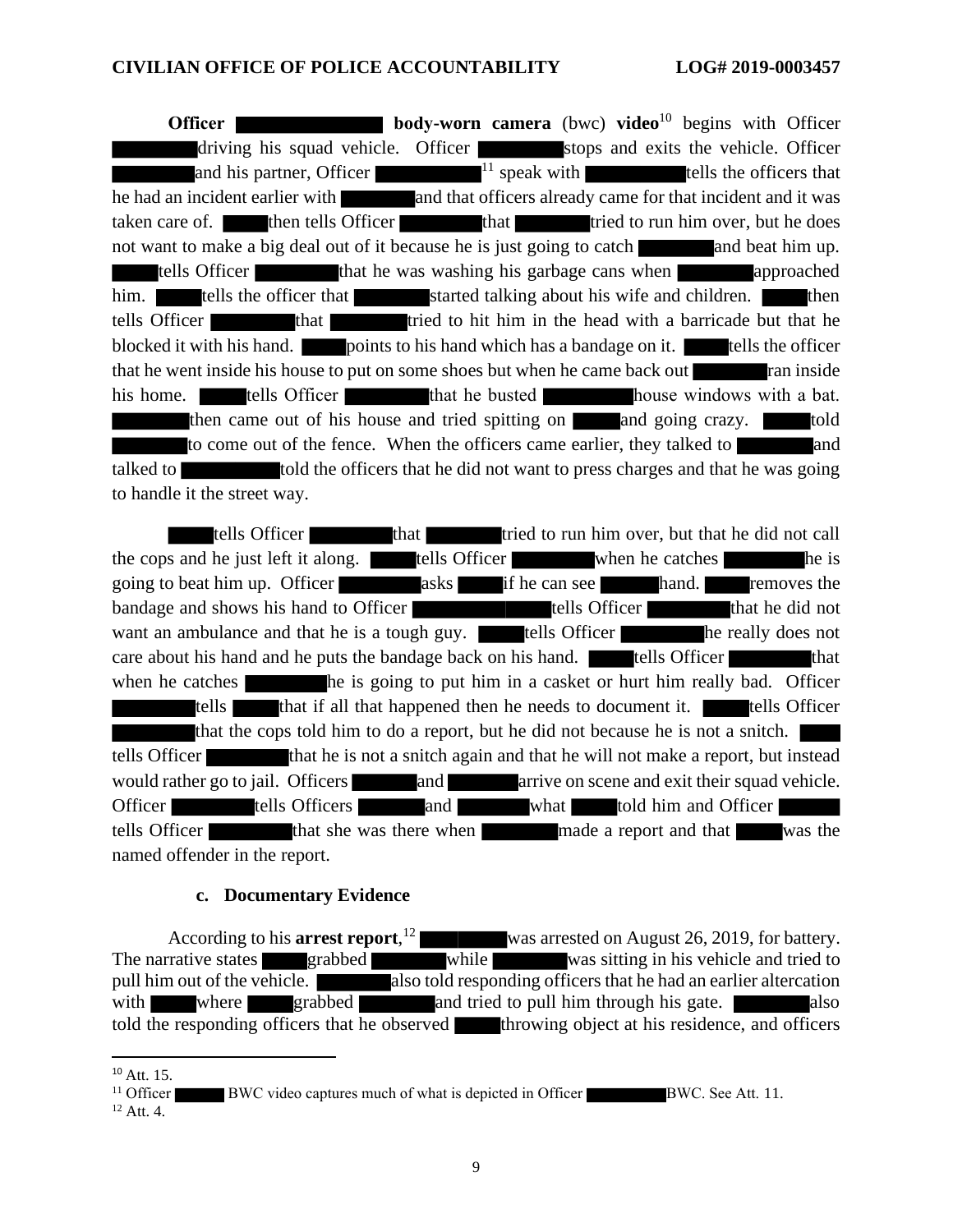**Officer ██████ body-worn camera** (bwc) **video**[10] begins with Officer ██████ driving his squad vehicle. Officer ██████ stops and exits the vehicle. Officer ██████ and his partner, Officer ██████[11] speak with ██████ tells the officers that he had an incident earlier with ██████ and that officers already came for that incident and it was taken care of. ██████ then tells Officer ██████ that ██████ tried to run him over, but he does not want to make a big deal out of it because he is just going to catch ██████ and beat him up. ██████ tells Officer ██████ that he was washing his garbage cans when ██████ approached him. ██████ tells the officer that ██████ started talking about his wife and children. ██████ then tells Officer ██████ that ██████ tried to hit him in the head with a barricade but that he blocked it with his hand. ██████ points to his hand which has a bandage on it. ██████ tells the officer that he went inside his house to put on some shoes but when he came back out ██████ ran inside his home. ██████ tells Officer ██████ that he busted ██████ house windows with a bat. ██████ then came out of his house and tried spitting on ██████ and going crazy. ██████ told ██████ to come out of the fence. When the officers came earlier, they talked to ██████ and talked to ██████ told the officers that he did not want to press charges and that he was going to handle it the street way.

██████ tells Officer ██████ that ██████ tried to run him over, but that he did not call the cops and he just left it along. ██████ tells Officer ██████ when he catches ██████ he is going to beat him up. Officer ██████ asks ██████ if he can see ██████ hand. ██████ removes the bandage and shows his hand to Officer ██████ tells Officer ██████ that he did not want an ambulance and that he is a tough guy. ██████ tells Officer ██████ he really does not care about his hand and he puts the bandage back on his hand. ██████ tells Officer ██████ that when he catches ██████ he is going to put him in a casket or hurt him really bad. Officer ██████ tells ██████ that if all that happened then he needs to document it. ██████ tells Officer ██████ that the cops told him to do a report, but he did not because he is not a snitch. ██████ tells Officer ██████ that he is not a snitch again and that he will not make a report, but instead would rather go to jail. Officers ██████ and ██████ arrive on scene and exit their squad vehicle. Officer ██████ tells Officers ██████ and ██████ what ██████ told him and Officer ██████ tells Officer ██████ that she was there when ██████ made a report and that ██████ was the named offender in the report.

### c. Documentary Evidence

According to his **arrest report**,[12] ██████ was arrested on August 26, 2019, for battery. The narrative states ██████ grabbed ██████ while ██████ was sitting in his vehicle and tried to pull him out of the vehicle. ██████ also told responding officers that he had an earlier altercation with ██████ where ██████ grabbed ██████ and tried to pull him through his gate. ██████ also told the responding officers that he observed ██████ throwing object at his residence, and officers

---

[10] Att. 15.

[11] Officer ██████ BWC video captures much of what is depicted in Officer ██████ BWC. See Att. 11.

[12] Att. 4.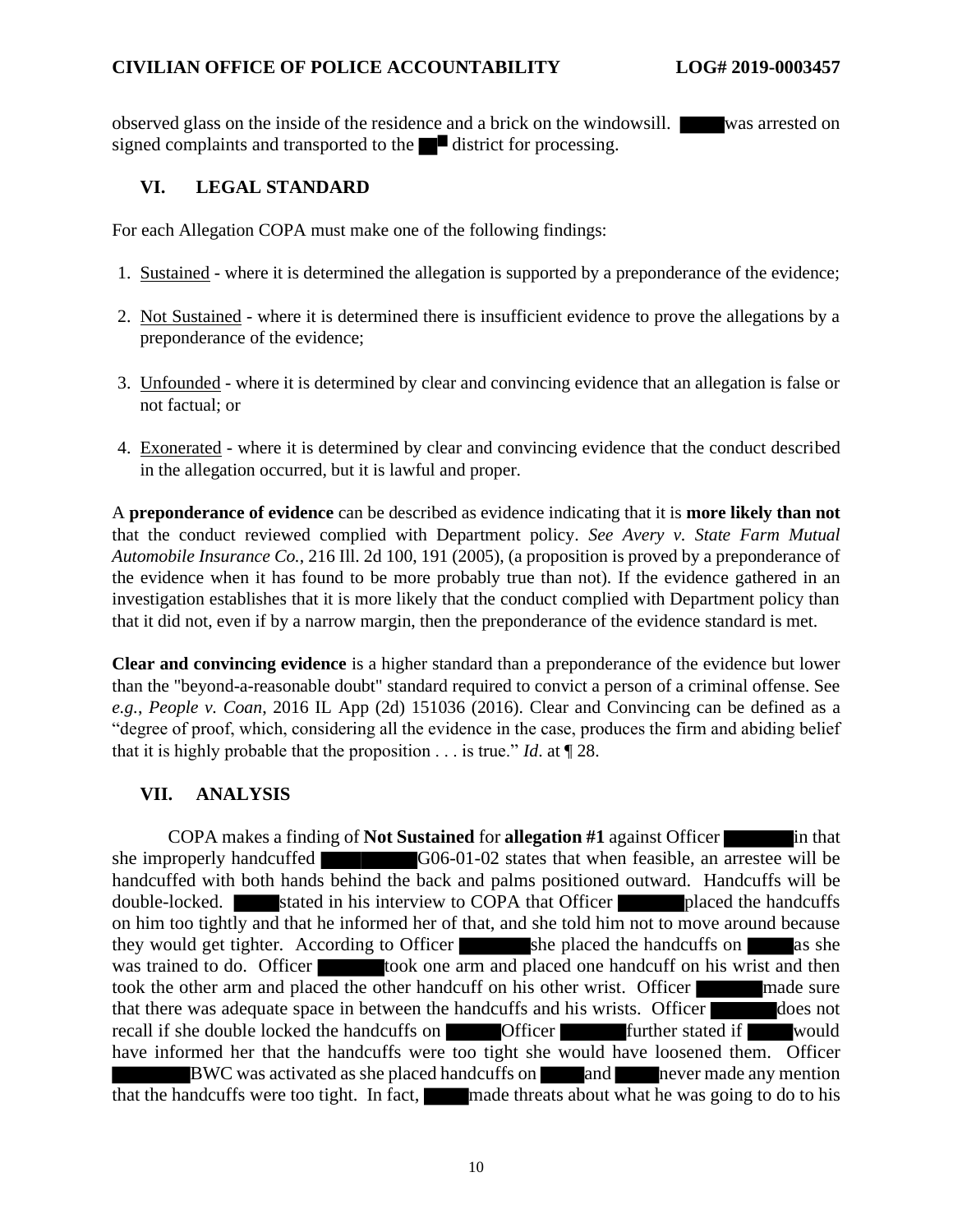observed glass on the inside of the residence and a brick on the windowsill. ████ was arrested on signed complaints and transported to the ██ district for processing.

## VI. LEGAL STANDARD

For each Allegation COPA must make one of the following findings:

1. Sustained - where it is determined the allegation is supported by a preponderance of the evidence;
2. Not Sustained - where it is determined there is insufficient evidence to prove the allegations by a preponderance of the evidence;
3. Unfounded - where it is determined by clear and convincing evidence that an allegation is false or not factual; or
4. Exonerated - where it is determined by clear and convincing evidence that the conduct described in the allegation occurred, but it is lawful and proper.

A **preponderance of evidence** can be described as evidence indicating that it is **more likely than not** that the conduct reviewed complied with Department policy. *See Avery v. State Farm Mutual Automobile Insurance Co.*, 216 Ill. 2d 100, 191 (2005), (a proposition is proved by a preponderance of the evidence when it has found to be more probably true than not). If the evidence gathered in an investigation establishes that it is more likely that the conduct complied with Department policy than that it did not, even if by a narrow margin, then the preponderance of the evidence standard is met.

**Clear and convincing evidence** is a higher standard than a preponderance of the evidence but lower than the "beyond-a-reasonable doubt" standard required to convict a person of a criminal offense. See *e.g.*, *People v. Coan*, 2016 IL App (2d) 151036 (2016). Clear and Convincing can be defined as a "degree of proof, which, considering all the evidence in the case, produces the firm and abiding belief that it is highly probable that the proposition . . . is true." *Id*. at ¶ 28.

## VII. ANALYSIS

COPA makes a finding of **Not Sustained** for **allegation #1** against Officer ██████ in that she improperly handcuffed ████████ G06-01-02 states that when feasible, an arrestee will be handcuffed with both hands behind the back and palms positioned outward. Handcuffs will be double-locked. ████ stated in his interview to COPA that Officer ██████ placed the handcuffs on him too tightly and that he informed her of that, and she told him not to move around because they would get tighter. According to Officer ██████ she placed the handcuffs on ████ as she was trained to do. Officer ██████ took one arm and placed one handcuff on his wrist and then took the other arm and placed the other handcuff on his other wrist. Officer ██████ made sure that there was adequate space in between the handcuffs and his wrists. Officer ██████ does not recall if she double locked the handcuffs on ████ Officer ██████ further stated if ████ would have informed her that the handcuffs were too tight she would have loosened them. Officer ██████ BWC was activated as she placed handcuffs on ████ and ████ never made any mention that the handcuffs were too tight. In fact, ████ made threats about what he was going to do to his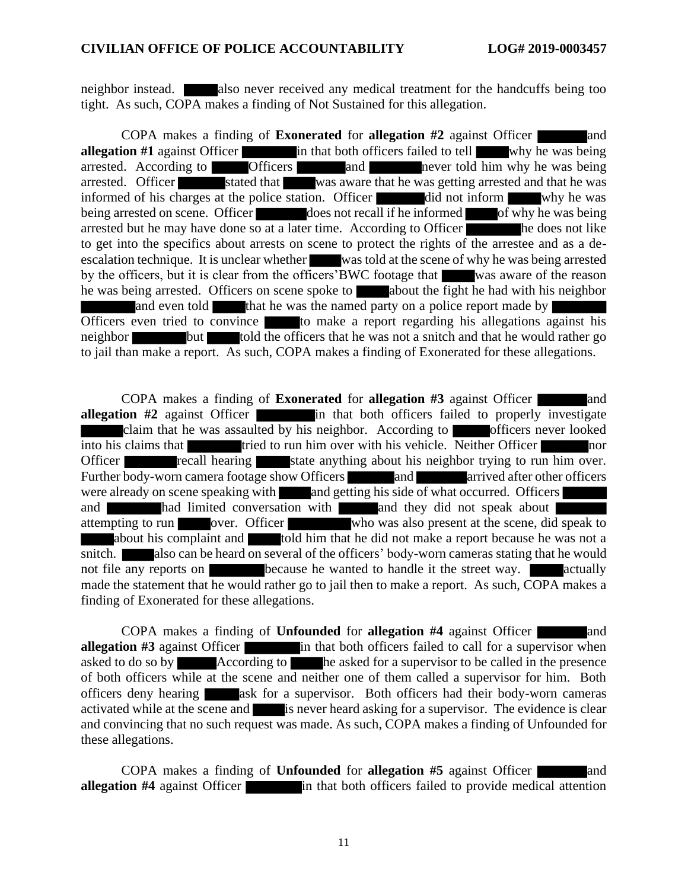neighbor instead. ██████ also never received any medical treatment for the handcuffs being too tight. As such, COPA makes a finding of Not Sustained for this allegation.

COPA makes a finding of **Exonerated** for **allegation #2** against Officer ████████ and **allegation #1** against Officer █████████ in that both officers failed to tell █████ why he was being arrested. According to ██████ Officers ████████ and █████████ never told him why he was being arrested. Officer ████████ stated that █████ was aware that he was getting arrested and that he was informed of his charges at the police station. Officer ████████ did not inform █████ why he was being arrested on scene. Officer █████████ does not recall if he informed █████ of why he was being arrested but he may have done so at a later time. According to Officer █████████ he does not like to get into the specifics about arrests on scene to protect the rights of the arrestee and as a de-escalation technique. It is unclear whether █████ was told at the scene of why he was being arrested by the officers, but it is clear from the officers' BWC footage that █████ was aware of the reason he was being arrested. Officers on scene spoke to █████ about the fight he had with his neighbor ████████ and even told █████ that he was the named party on a police report made by ████████ Officers even tried to convince █████ to make a report regarding his allegations against his neighbor ████████ but █████ told the officers that he was not a snitch and that he would rather go to jail than make a report. As such, COPA makes a finding of Exonerated for these allegations.

COPA makes a finding of **Exonerated** for **allegation #3** against Officer ████████ and **allegation #2** against Officer █████████ in that both officers failed to properly investigate ██████ claim that he was assaulted by his neighbor. According to ██████ officers never looked into his claims that ████████ tried to run him over with his vehicle. Neither Officer ████████ nor Officer ████████ recall hearing █████ state anything about his neighbor trying to run him over. Further body-worn camera footage show Officers ████████ and ████████ arrived after other officers were already on scene speaking with █████ and getting his side of what occurred. Officers ███████ and ████████ had limited conversation with ██████ and they did not speak about ████████ attempting to run █████ over. Officer ██████████ who was also present at the scene, did speak to █████ about his complaint and █████ told him that he did not make a report because he was not a snitch. █████ also can be heard on several of the officers' body-worn cameras stating that he would not file any reports on ████████ because he wanted to handle it the street way. █████ actually made the statement that he would rather go to jail then to make a report. As such, COPA makes a finding of Exonerated for these allegations.

COPA makes a finding of **Unfounded** for **allegation #4** against Officer ████████ and **allegation #3** against Officer █████████ in that both officers failed to call for a supervisor when asked to do so by ██████ According to █████ he asked for a supervisor to be called in the presence of both officers while at the scene and neither one of them called a supervisor for him. Both officers deny hearing ██████ ask for a supervisor. Both officers had their body-worn cameras activated while at the scene and █████ is never heard asking for a supervisor. The evidence is clear and convincing that no such request was made. As such, COPA makes a finding of Unfounded for these allegations.

COPA makes a finding of **Unfounded** for **allegation #5** against Officer ████████ and **allegation #4** against Officer █████████ in that both officers failed to provide medical attention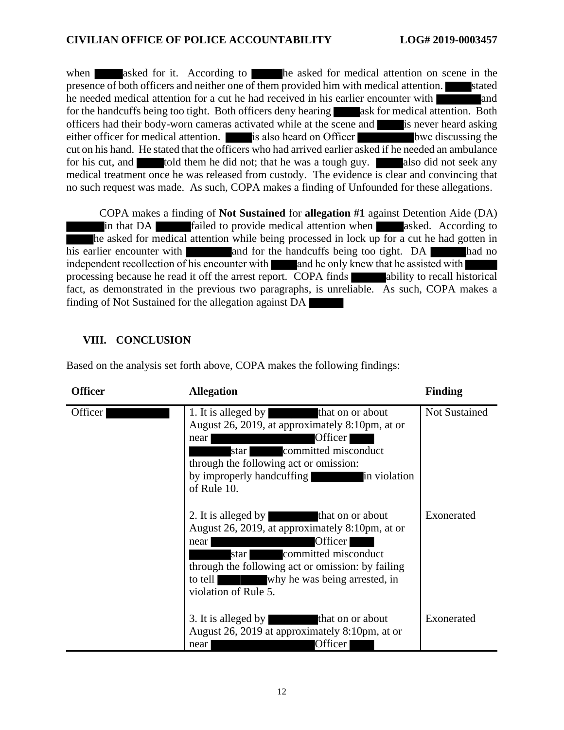when ████ asked for it. According to ████ he asked for medical attention on scene in the presence of both officers and neither one of them provided him with medical attention. ████ stated he needed medical attention for a cut he had received in his earlier encounter with ████ and for the handcuffs being too tight. Both officers deny hearing ████ ask for medical attention. Both officers had their body-worn cameras activated while at the scene and ████ is never heard asking either officer for medical attention. ████ is also heard on Officer ████ bwc discussing the cut on his hand. He stated that the officers who had arrived earlier asked if he needed an ambulance for his cut, and ████ told them he did not; that he was a tough guy. ████ also did not seek any medical treatment once he was released from custody. The evidence is clear and convincing that no such request was made. As such, COPA makes a finding of Unfounded for these allegations.

COPA makes a finding of **Not Sustained** for **allegation #1** against Detention Aide (DA) ████ in that DA ████ failed to provide medical attention when ████ asked. According to ████ he asked for medical attention while being processed in lock up for a cut he had gotten in his earlier encounter with ████ and for the handcuffs being too tight. DA ████ had no independent recollection of his encounter with ████ and he only knew that he assisted with ████ processing because he read it off the arrest report. COPA finds ████ ability to recall historical fact, as demonstrated in the previous two paragraphs, is unreliable. As such, COPA makes a finding of Not Sustained for the allegation against DA ████

## VIII. CONCLUSION

Based on the analysis set forth above, COPA makes the following findings:

| Officer | Allegation | Finding |
|---|---|---|
| Officer ████ | 1. It is alleged by ████ that on or about August 26, 2019, at approximately 8:10pm, at or near ████ Officer ████ star ████ committed misconduct through the following act or omission: by improperly handcuffing ████ in violation of Rule 10. | Not Sustained |
| | 2. It is alleged by ████ that on or about August 26, 2019, at approximately 8:10pm, at or near ████ Officer ████ star ████ committed misconduct through the following act or omission: by failing to tell ████ why he was being arrested, in violation of Rule 5. | Exonerated |
| | 3. It is alleged by ████ that on or about August 26, 2019 at approximately 8:10pm, at or near ████ Officer ████ | Exonerated |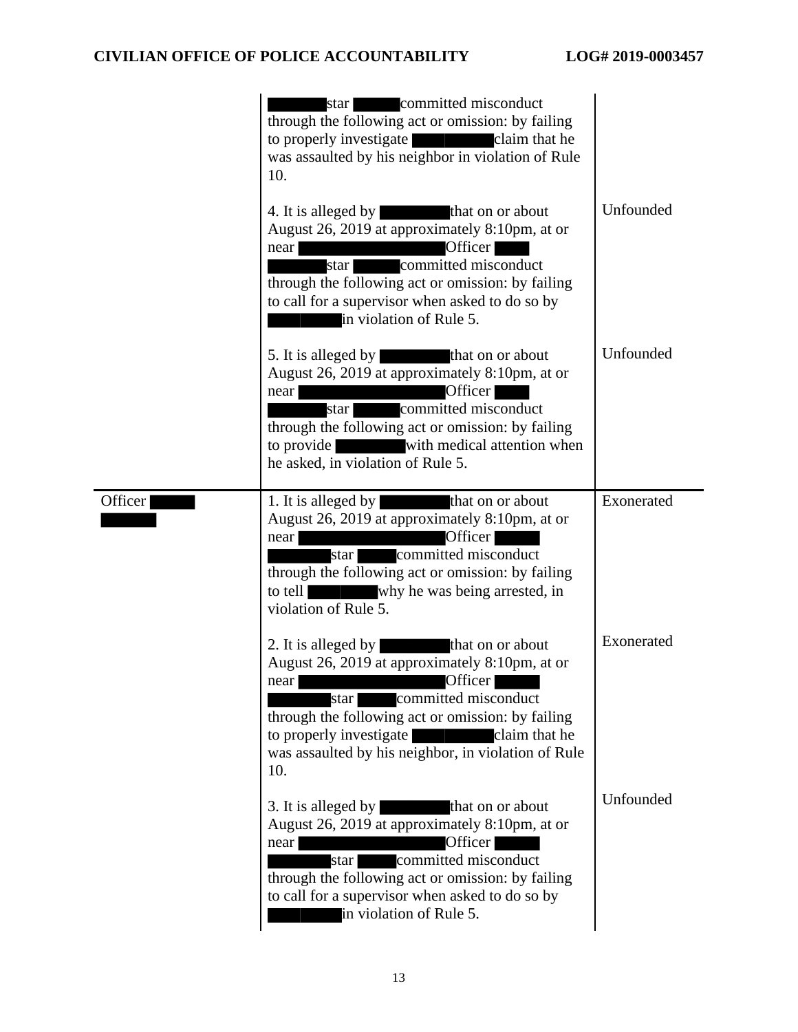| | | |
|---|---|---|
| | star committed misconduct through the following act or omission: by failing to properly investigate claim that he was assaulted by his neighbor in violation of Rule 10. | |
| | 4. It is alleged by that on or about August 26, 2019 at approximately 8:10pm, at or near Officer star committed misconduct through the following act or omission: by failing to call for a supervisor when asked to do so by in violation of Rule 5. | Unfounded |
| | 5. It is alleged by that on or about August 26, 2019 at approximately 8:10pm, at or near Officer star committed misconduct through the following act or omission: by failing to provide with medical attention when he asked, in violation of Rule 5. | Unfounded |
| Officer | 1. It is alleged by that on or about August 26, 2019 at approximately 8:10pm, at or near Officer star committed misconduct through the following act or omission: by failing to tell why he was being arrested, in violation of Rule 5. | Exonerated |
| | 2. It is alleged by that on or about August 26, 2019 at approximately 8:10pm, at or near Officer star committed misconduct through the following act or omission: by failing to properly investigate claim that he was assaulted by his neighbor, in violation of Rule 10. | Exonerated |
| | 3. It is alleged by that on or about August 26, 2019 at approximately 8:10pm, at or near Officer star committed misconduct through the following act or omission: by failing to call for a supervisor when asked to do so by in violation of Rule 5. | Unfounded |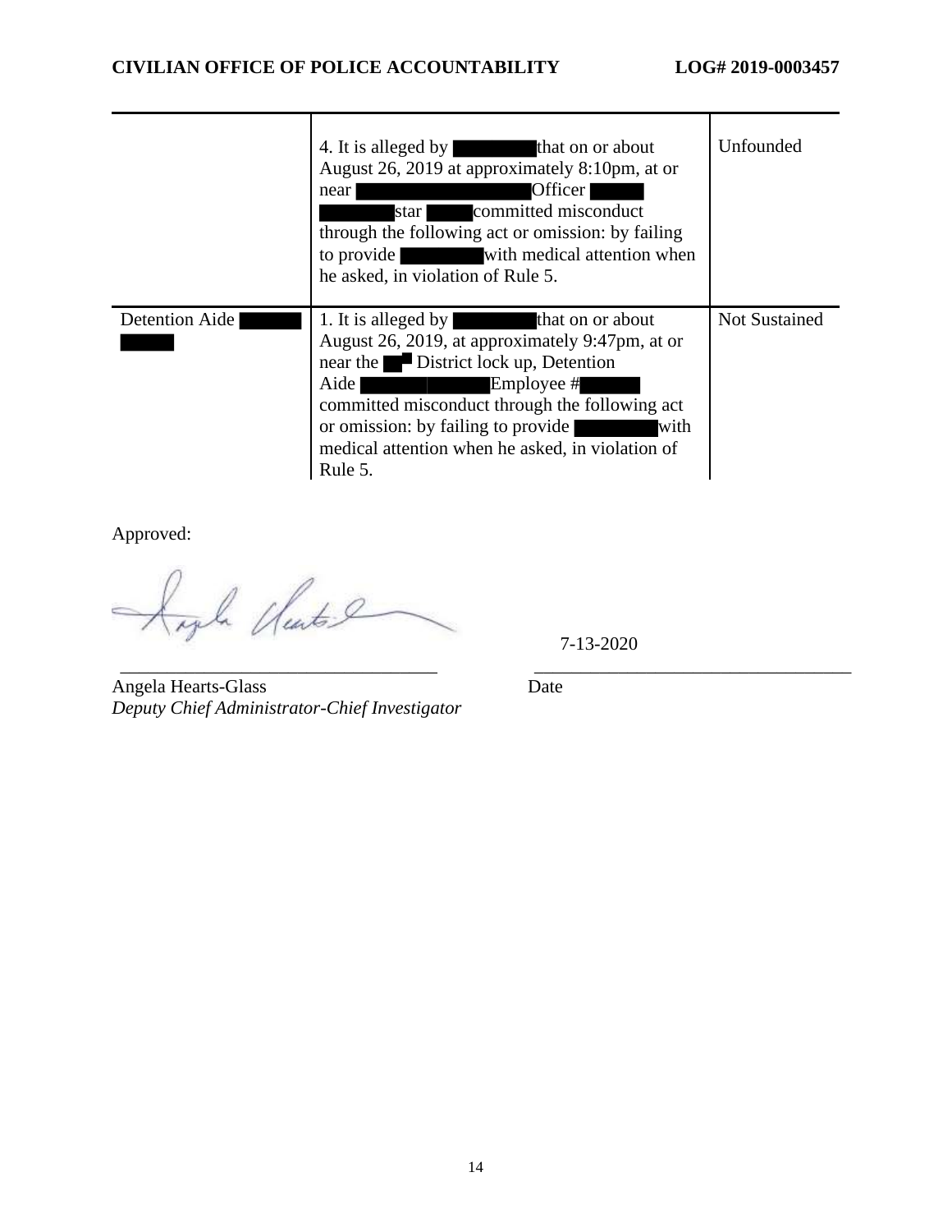| | | |
|---|---|---|
| | 4. It is alleged by ████ that on or about August 26, 2019 at approximately 8:10pm, at or near ████ Officer ████ star ████ committed misconduct through the following act or omission: by failing to provide ████ with medical attention when he asked, in violation of Rule 5. | Unfounded |
| Detention Aide ████ | 1. It is alleged by ████ that on or about August 26, 2019, at approximately 9:47pm, at or near the ██ District lock up, Detention Aide ████ Employee #████ committed misconduct through the following act or omission: by failing to provide ████ with medical attention when he asked, in violation of Rule 5. | Not Sustained |

Approved:

Angela Hearts-Glass
*Deputy Chief Administrator-Chief Investigator*

7-13-2020
Date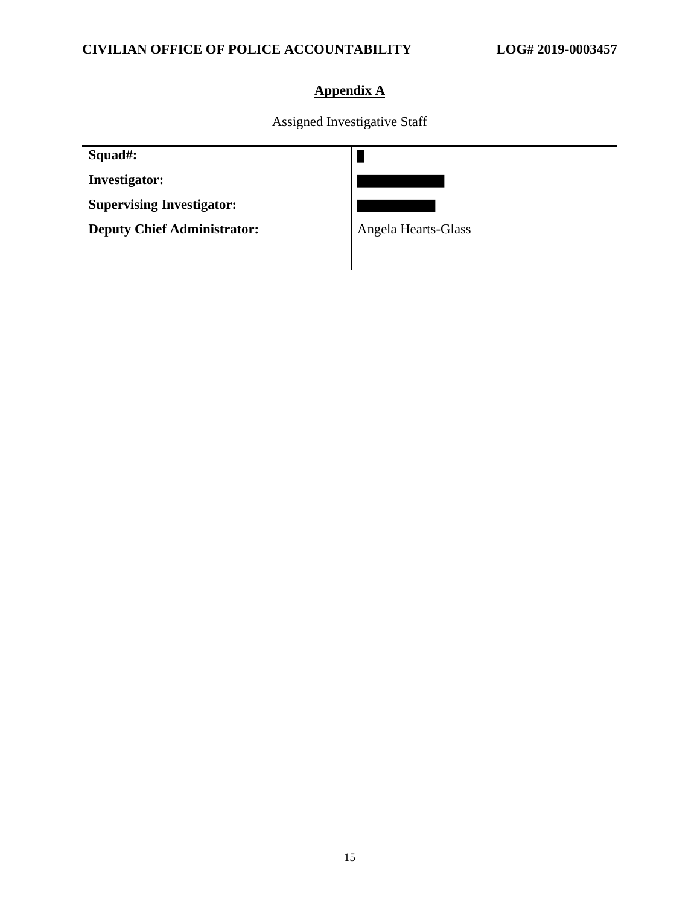## Appendix A

Assigned Investigative Staff

| | |
|---|---|
| **Squad#:** | █ |
| **Investigator:** | ████████ |
| **Supervising Investigator:** | ████████ |
| **Deputy Chief Administrator:** | Angela Hearts-Glass |